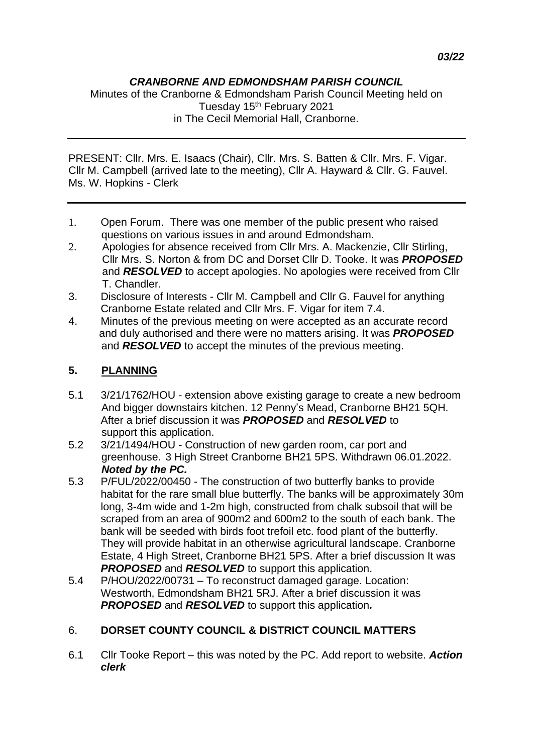*03/22*

***CRANBORNE AND EDMONDSHAM PARISH COUNCIL***

Minutes of the Cranborne & Edmondsham Parish Council Meeting held on Tuesday 15th February 2021 in The Cecil Memorial Hall, Cranborne.

---

PRESENT: Cllr. Mrs. E. Isaacs (Chair), Cllr. Mrs. S. Batten & Cllr. Mrs. F. Vigar. Cllr M. Campbell (arrived late to the meeting), Cllr A. Hayward & Cllr. G. Fauvel. Ms. W. Hopkins - Clerk

---

1. Open Forum. There was one member of the public present who raised questions on various issues in and around Edmondsham.
2. Apologies for absence received from Cllr Mrs. A. Mackenzie, Cllr Stirling, Cllr Mrs. S. Norton & from DC and Dorset Cllr D. Tooke. It was ***PROPOSED*** and ***RESOLVED*** to accept apologies. No apologies were received from Cllr T. Chandler.
3. Disclosure of Interests - Cllr M. Campbell and Cllr G. Fauvel for anything Cranborne Estate related and Cllr Mrs. F. Vigar for item 7.4.
4. Minutes of the previous meeting on were accepted as an accurate record and duly authorised and there were no matters arising. It was ***PROPOSED*** and ***RESOLVED*** to accept the minutes of the previous meeting.

## 5. PLANNING

5.1 3/21/1762/HOU - extension above existing garage to create a new bedroom And bigger downstairs kitchen. 12 Penny's Mead, Cranborne BH21 5QH. After a brief discussion it was ***PROPOSED*** and ***RESOLVED*** to support this application.

5.2 3/21/1494/HOU - Construction of new garden room, car port and greenhouse. 3 High Street Cranborne BH21 5PS. Withdrawn 06.01.2022. ***Noted by the PC.***

5.3 P/FUL/2022/00450 - The construction of two butterfly banks to provide habitat for the rare small blue butterfly. The banks will be approximately 30m long, 3-4m wide and 1-2m high, constructed from chalk subsoil that will be scraped from an area of 900m2 and 600m2 to the south of each bank. The bank will be seeded with birds foot trefoil etc. food plant of the butterfly. They will provide habitat in an otherwise agricultural landscape. Cranborne Estate, 4 High Street, Cranborne BH21 5PS. After a brief discussion It was ***PROPOSED*** and ***RESOLVED*** to support this application.

5.4 P/HOU/2022/00731 – To reconstruct damaged garage. Location: Westworth, Edmondsham BH21 5RJ. After a brief discussion it was ***PROPOSED*** and ***RESOLVED*** to support this application***.***

## 6. DORSET COUNTY COUNCIL & DISTRICT COUNCIL MATTERS

6.1 Cllr Tooke Report – this was noted by the PC. Add report to website. ***Action clerk***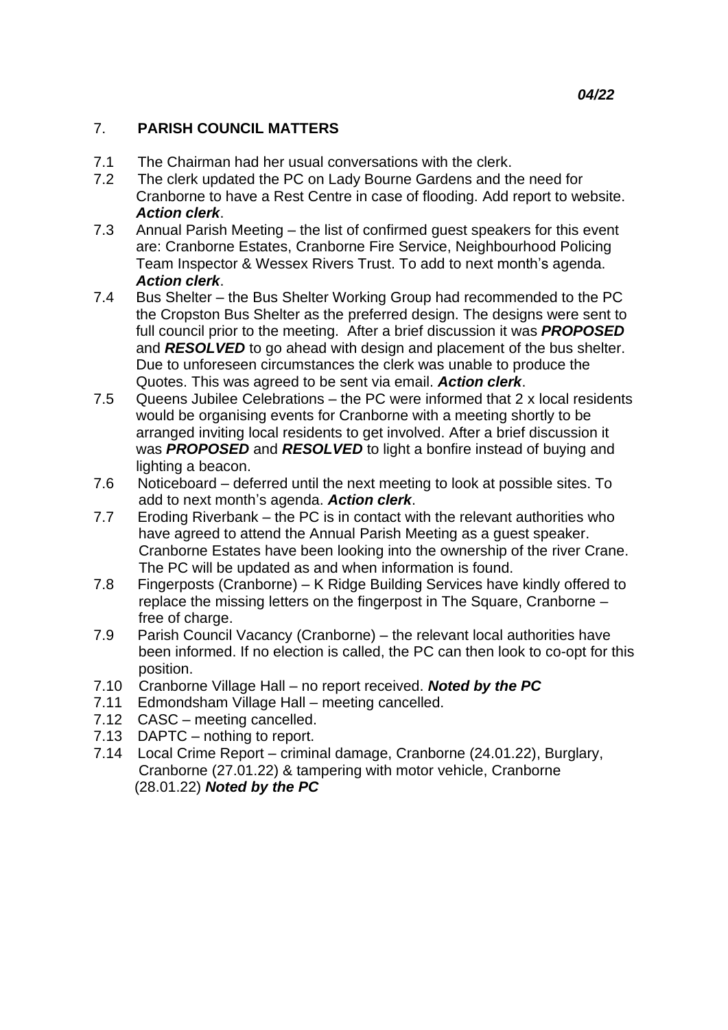*04/22*

## 7. PARISH COUNCIL MATTERS

7.1 The Chairman had her usual conversations with the clerk.

7.2 The clerk updated the PC on Lady Bourne Gardens and the need for Cranborne to have a Rest Centre in case of flooding. Add report to website. ***Action clerk***.

7.3 Annual Parish Meeting – the list of confirmed guest speakers for this event are: Cranborne Estates, Cranborne Fire Service, Neighbourhood Policing Team Inspector & Wessex Rivers Trust. To add to next month's agenda. ***Action clerk***.

7.4 Bus Shelter – the Bus Shelter Working Group had recommended to the PC the Cropston Bus Shelter as the preferred design. The designs were sent to full council prior to the meeting. After a brief discussion it was ***PROPOSED*** and ***RESOLVED*** to go ahead with design and placement of the bus shelter. Due to unforeseen circumstances the clerk was unable to produce the Quotes. This was agreed to be sent via email. ***Action clerk***.

7.5 Queens Jubilee Celebrations – the PC were informed that 2 x local residents would be organising events for Cranborne with a meeting shortly to be arranged inviting local residents to get involved. After a brief discussion it was ***PROPOSED*** and ***RESOLVED*** to light a bonfire instead of buying and lighting a beacon.

7.6 Noticeboard – deferred until the next meeting to look at possible sites. To add to next month's agenda. ***Action clerk***.

7.7 Eroding Riverbank – the PC is in contact with the relevant authorities who have agreed to attend the Annual Parish Meeting as a guest speaker. Cranborne Estates have been looking into the ownership of the river Crane. The PC will be updated as and when information is found.

7.8 Fingerposts (Cranborne) – K Ridge Building Services have kindly offered to replace the missing letters on the fingerpost in The Square, Cranborne – free of charge.

7.9 Parish Council Vacancy (Cranborne) – the relevant local authorities have been informed. If no election is called, the PC can then look to co-opt for this position.

7.10 Cranborne Village Hall – no report received. ***Noted by the PC***

7.11 Edmondsham Village Hall – meeting cancelled.

7.12 CASC – meeting cancelled.

7.13 DAPTC – nothing to report.

7.14 Local Crime Report – criminal damage, Cranborne (24.01.22), Burglary, Cranborne (27.01.22) & tampering with motor vehicle, Cranborne (28.01.22) ***Noted by the PC***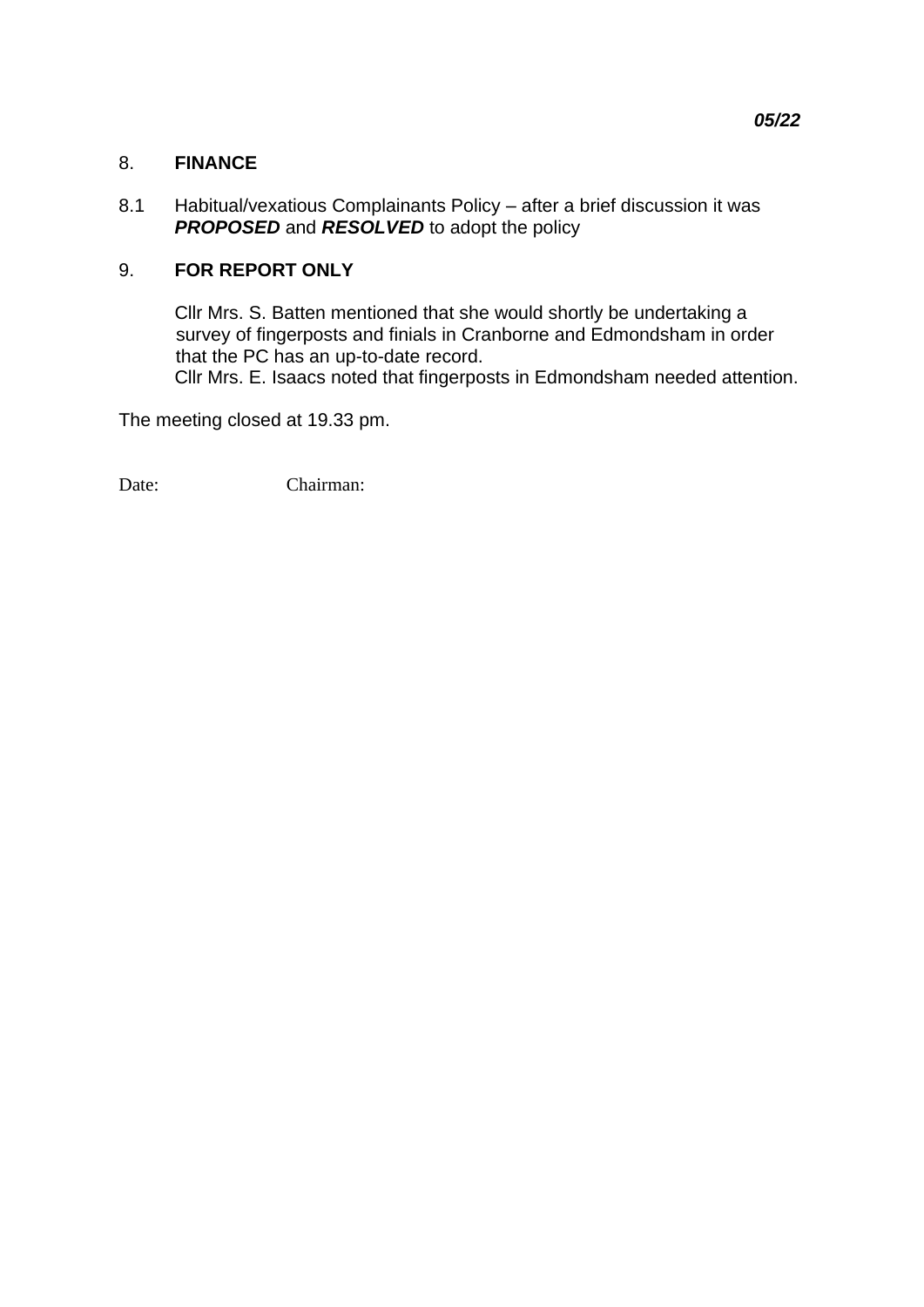## 8. FINANCE

8.1 Habitual/vexatious Complainants Policy – after a brief discussion it was ***PROPOSED*** and ***RESOLVED*** to adopt the policy

## 9. FOR REPORT ONLY

Cllr Mrs. S. Batten mentioned that she would shortly be undertaking a survey of fingerposts and finials in Cranborne and Edmondsham in order that the PC has an up-to-date record.
Cllr Mrs. E. Isaacs noted that fingerposts in Edmondsham needed attention.

The meeting closed at 19.33 pm.

Date: Chairman: